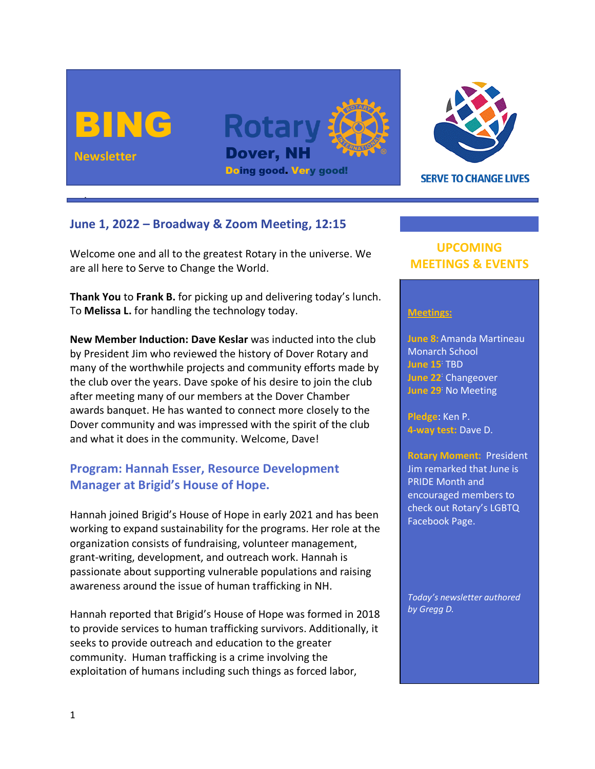# BING Newsletter

**Rotary Dover, NH**

**Doing good. Very good!**

SERVE TO CHANGE LIVES

## June 1, 2022 – Broadway & Zoom Meeting, 12:15

Welcome one and all to the greatest Rotary in the universe. We are all here to Serve to Change the World.

**Thank You** to **Frank B.** for picking up and delivering today's lunch. To **Melissa L.** for handling the technology today.

**New Member Induction: Dave Keslar** was inducted into the club by President Jim who reviewed the history of Dover Rotary and many of the worthwhile projects and community efforts made by the club over the years. Dave spoke of his desire to join the club after meeting many of our members at the Dover Chamber awards banquet. He has wanted to connect more closely to the Dover community and was impressed with the spirit of the club and what it does in the community. Welcome, Dave!

## Program: Hannah Esser, Resource Development Manager at Brigid's House of Hope.

Hannah joined Brigid's House of Hope in early 2021 and has been working to expand sustainability for the programs. Her role at the organization consists of fundraising, volunteer management, grant-writing, development, and outreach work. Hannah is passionate about supporting vulnerable populations and raising awareness around the issue of human trafficking in NH.

Hannah reported that Brigid's House of Hope was formed in 2018 to provide services to human trafficking survivors. Additionally, it seeks to provide outreach and education to the greater community. Human trafficking is a crime involving the exploitation of humans including such things as forced labor,

## UPCOMING MEETINGS & EVENTS

**Meetings:**

**June 8:** Amanda Martineau Monarch School
**June 15:** TBD
**June 22:** Changeover
**June 29:** No Meeting

**Pledge:** Ken P.
**4-way test:** Dave D.

**Rotary Moment:** President Jim remarked that June is PRIDE Month and encouraged members to check out Rotary's LGBTQ Facebook Page.

*Today's newsletter authored by Gregg D.*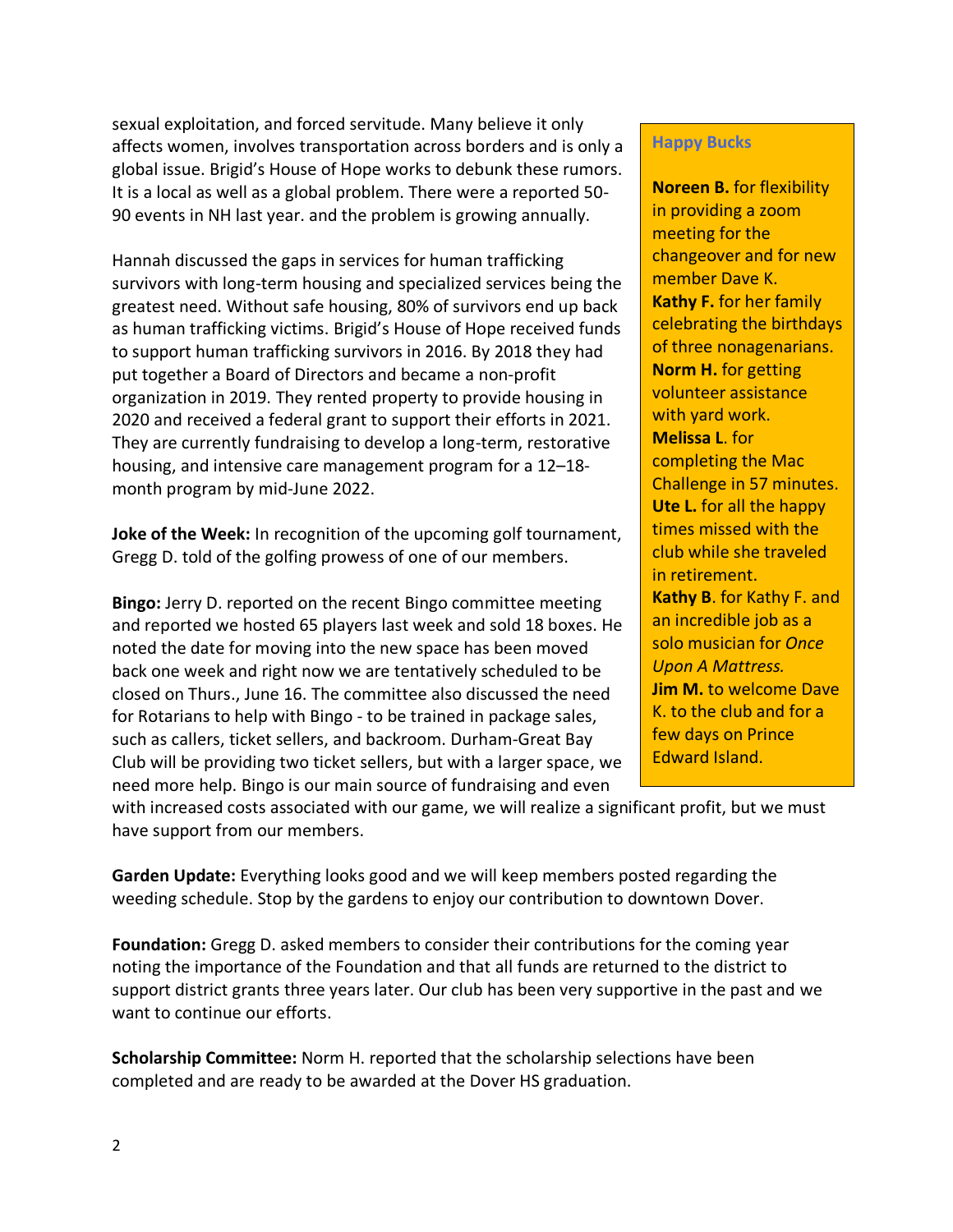sexual exploitation, and forced servitude. Many believe it only affects women, involves transportation across borders and is only a global issue. Brigid's House of Hope works to debunk these rumors. It is a local as well as a global problem. There were a reported 50-90 events in NH last year. and the problem is growing annually.

Hannah discussed the gaps in services for human trafficking survivors with long-term housing and specialized services being the greatest need. Without safe housing, 80% of survivors end up back as human trafficking victims. Brigid's House of Hope received funds to support human trafficking survivors in 2016. By 2018 they had put together a Board of Directors and became a non-profit organization in 2019. They rented property to provide housing in 2020 and received a federal grant to support their efforts in 2021. They are currently fundraising to develop a long-term, restorative housing, and intensive care management program for a 12–18-month program by mid-June 2022.

**Joke of the Week:** In recognition of the upcoming golf tournament, Gregg D. told of the golfing prowess of one of our members.

**Bingo:** Jerry D. reported on the recent Bingo committee meeting and reported we hosted 65 players last week and sold 18 boxes. He noted the date for moving into the new space has been moved back one week and right now we are tentatively scheduled to be closed on Thurs., June 16. The committee also discussed the need for Rotarians to help with Bingo - to be trained in package sales, such as callers, ticket sellers, and backroom. Durham-Great Bay Club will be providing two ticket sellers, but with a larger space, we need more help. Bingo is our main source of fundraising and even with increased costs associated with our game, we will realize a significant profit, but we must have support from our members.

**Garden Update:** Everything looks good and we will keep members posted regarding the weeding schedule. Stop by the gardens to enjoy our contribution to downtown Dover.

**Foundation:** Gregg D. asked members to consider their contributions for the coming year noting the importance of the Foundation and that all funds are returned to the district to support district grants three years later. Our club has been very supportive in the past and we want to continue our efforts.

**Scholarship Committee:** Norm H. reported that the scholarship selections have been completed and are ready to be awarded at the Dover HS graduation.

**Happy Bucks**

**Noreen B.** for flexibility in providing a zoom meeting for the changeover and for new member Dave K.
**Kathy F.** for her family celebrating the birthdays of three nonagenarians.
**Norm H.** for getting volunteer assistance with yard work.
**Melissa L**. for completing the Mac Challenge in 57 minutes.
**Ute L.** for all the happy times missed with the club while she traveled in retirement.
**Kathy B**. for Kathy F. and an incredible job as a solo musician for *Once Upon A Mattress.*
**Jim M.** to welcome Dave K. to the club and for a few days on Prince Edward Island.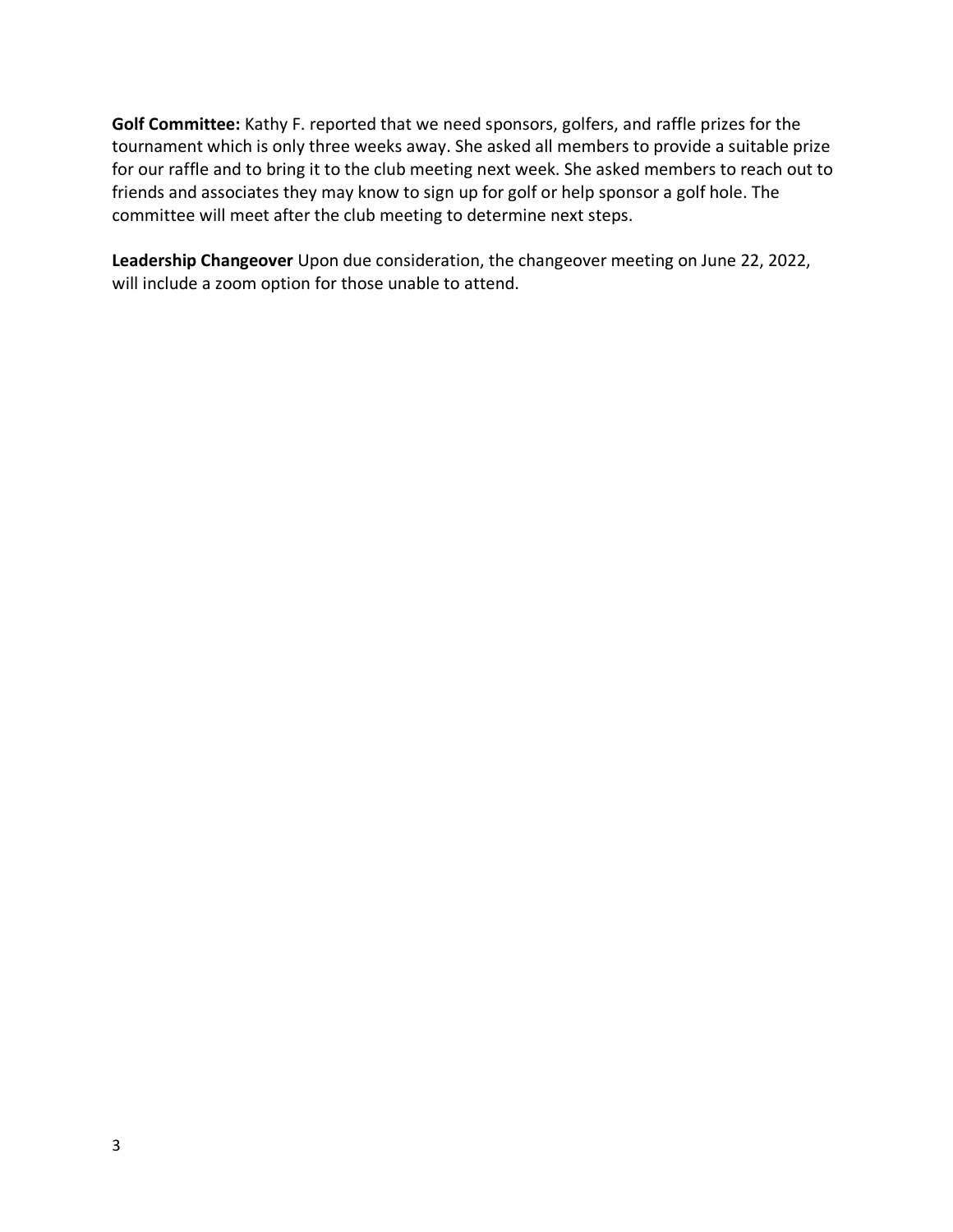**Golf Committee:** Kathy F. reported that we need sponsors, golfers, and raffle prizes for the tournament which is only three weeks away. She asked all members to provide a suitable prize for our raffle and to bring it to the club meeting next week. She asked members to reach out to friends and associates they may know to sign up for golf or help sponsor a golf hole. The committee will meet after the club meeting to determine next steps.

**Leadership Changeover** Upon due consideration, the changeover meeting on June 22, 2022, will include a zoom option for those unable to attend.